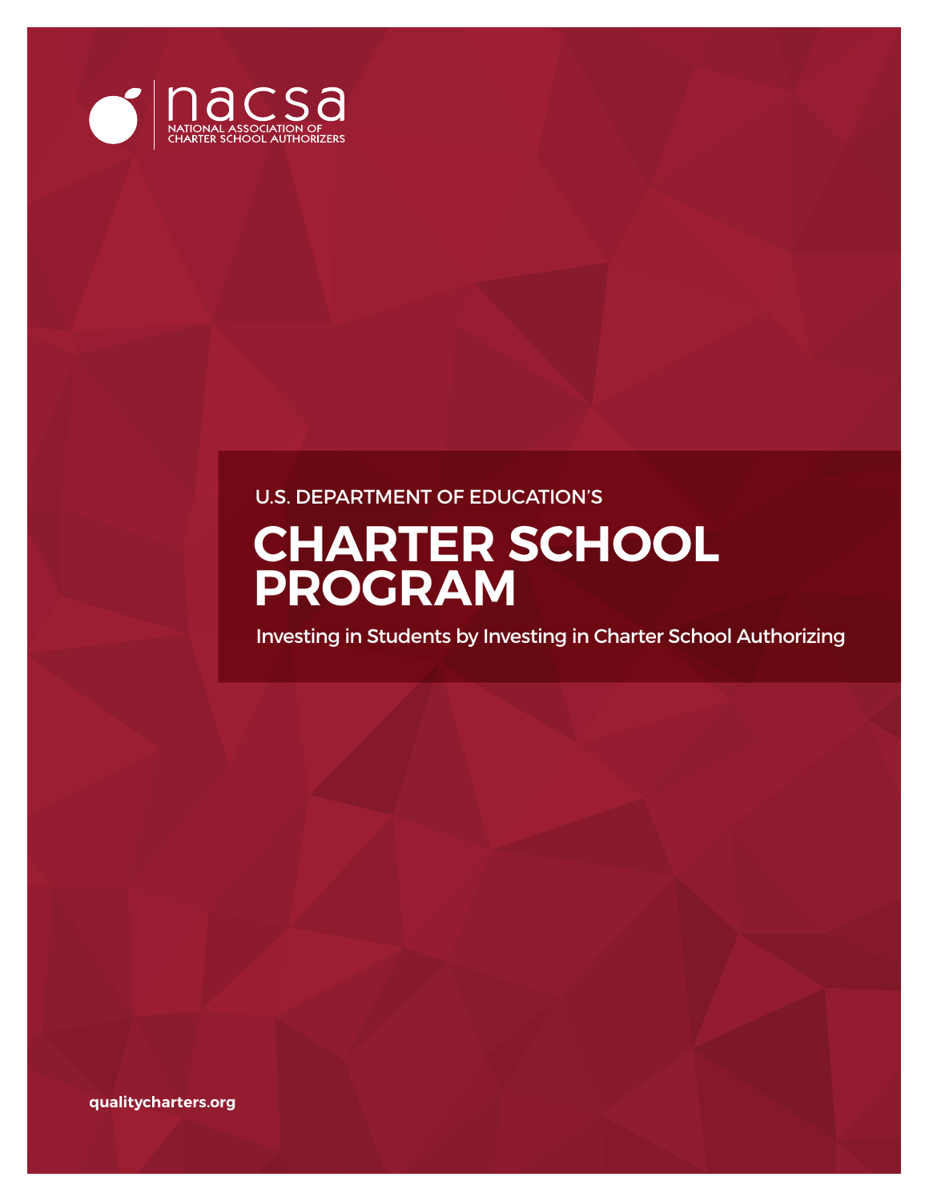nacsa
NATIONAL ASSOCIATION OF CHARTER SCHOOL AUTHORIZERS

U.S. DEPARTMENT OF EDUCATION'S

# CHARTER SCHOOL PROGRAM

Investing in Students by Investing in Charter School Authorizing

qualitycharters.org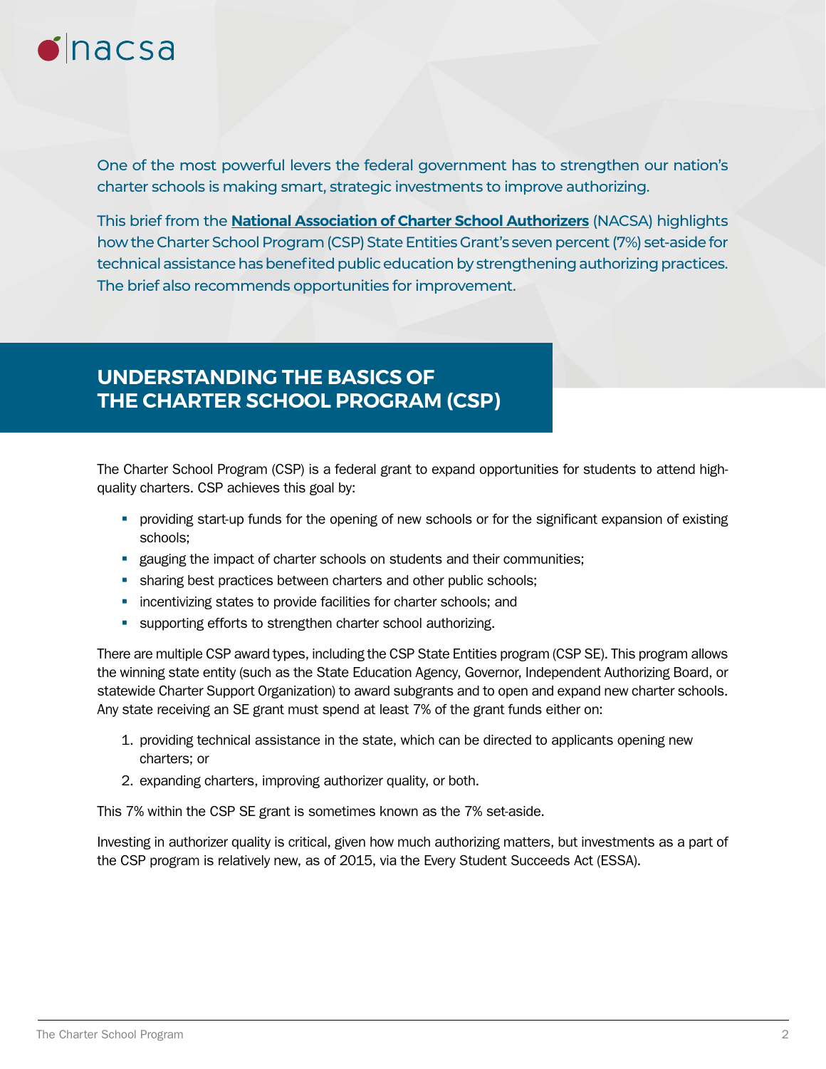One of the most powerful levers the federal government has to strengthen our nation's charter schools is making smart, strategic investments to improve authorizing.

This brief from the **National Association of Charter School Authorizers** (NACSA) highlights how the Charter School Program (CSP) State Entities Grant's seven percent (7%) set-aside for technical assistance has benefited public education by strengthening authorizing practices. The brief also recommends opportunities for improvement.

## UNDERSTANDING THE BASICS OF THE CHARTER SCHOOL PROGRAM (CSP)

The Charter School Program (CSP) is a federal grant to expand opportunities for students to attend high-quality charters. CSP achieves this goal by:

- providing start-up funds for the opening of new schools or for the significant expansion of existing schools;
- gauging the impact of charter schools on students and their communities;
- sharing best practices between charters and other public schools;
- incentivizing states to provide facilities for charter schools; and
- supporting efforts to strengthen charter school authorizing.

There are multiple CSP award types, including the CSP State Entities program (CSP SE). This program allows the winning state entity (such as the State Education Agency, Governor, Independent Authorizing Board, or statewide Charter Support Organization) to award subgrants and to open and expand new charter schools. Any state receiving an SE grant must spend at least 7% of the grant funds either on:

1. providing technical assistance in the state, which can be directed to applicants opening new charters; or
2. expanding charters, improving authorizer quality, or both.

This 7% within the CSP SE grant is sometimes known as the 7% set-aside.

Investing in authorizer quality is critical, given how much authorizing matters, but investments as a part of the CSP program is relatively new, as of 2015, via the Every Student Succeeds Act (ESSA).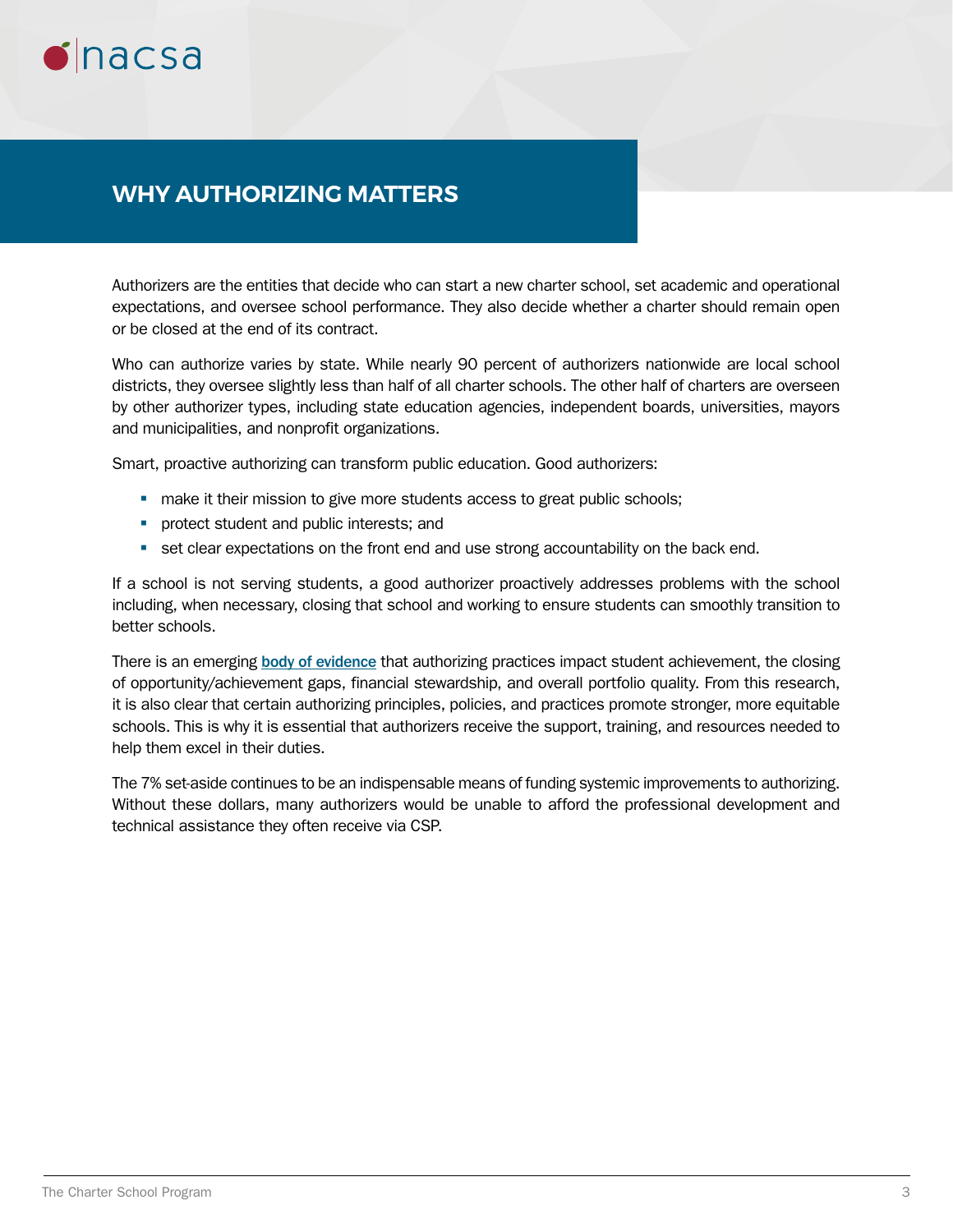## WHY AUTHORIZING MATTERS

Authorizers are the entities that decide who can start a new charter school, set academic and operational expectations, and oversee school performance. They also decide whether a charter should remain open or be closed at the end of its contract.

Who can authorize varies by state. While nearly 90 percent of authorizers nationwide are local school districts, they oversee slightly less than half of all charter schools. The other half of charters are overseen by other authorizer types, including state education agencies, independent boards, universities, mayors and municipalities, and nonprofit organizations.

Smart, proactive authorizing can transform public education. Good authorizers:

- make it their mission to give more students access to great public schools;
- protect student and public interests; and
- set clear expectations on the front end and use strong accountability on the back end.

If a school is not serving students, a good authorizer proactively addresses problems with the school including, when necessary, closing that school and working to ensure students can smoothly transition to better schools.

There is an emerging **body of evidence** that authorizing practices impact student achievement, the closing of opportunity/achievement gaps, financial stewardship, and overall portfolio quality. From this research, it is also clear that certain authorizing principles, policies, and practices promote stronger, more equitable schools. This is why it is essential that authorizers receive the support, training, and resources needed to help them excel in their duties.

The 7% set-aside continues to be an indispensable means of funding systemic improvements to authorizing. Without these dollars, many authorizers would be unable to afford the professional development and technical assistance they often receive via CSP.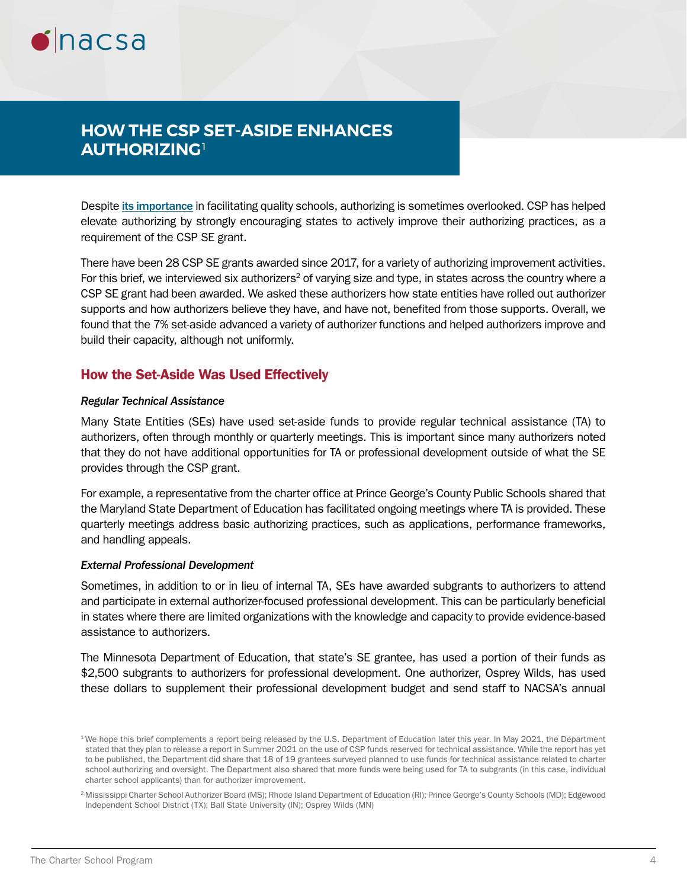# HOW THE CSP SET-ASIDE ENHANCES AUTHORIZING[1]

Despite its importance in facilitating quality schools, authorizing is sometimes overlooked. CSP has helped elevate authorizing by strongly encouraging states to actively improve their authorizing practices, as a requirement of the CSP SE grant.

There have been 28 CSP SE grants awarded since 2017, for a variety of authorizing improvement activities. For this brief, we interviewed six authorizers[2] of varying size and type, in states across the country where a CSP SE grant had been awarded. We asked these authorizers how state entities have rolled out authorizer supports and how authorizers believe they have, and have not, benefited from those supports. Overall, we found that the 7% set-aside advanced a variety of authorizer functions and helped authorizers improve and build their capacity, although not uniformly.

## How the Set-Aside Was Used Effectively

*Regular Technical Assistance*

Many State Entities (SEs) have used set-aside funds to provide regular technical assistance (TA) to authorizers, often through monthly or quarterly meetings. This is important since many authorizers noted that they do not have additional opportunities for TA or professional development outside of what the SE provides through the CSP grant.

For example, a representative from the charter office at Prince George's County Public Schools shared that the Maryland State Department of Education has facilitated ongoing meetings where TA is provided. These quarterly meetings address basic authorizing practices, such as applications, performance frameworks, and handling appeals.

*External Professional Development*

Sometimes, in addition to or in lieu of internal TA, SEs have awarded subgrants to authorizers to attend and participate in external authorizer-focused professional development. This can be particularly beneficial in states where there are limited organizations with the knowledge and capacity to provide evidence-based assistance to authorizers.

The Minnesota Department of Education, that state's SE grantee, has used a portion of their funds as $2,500 subgrants to authorizers for professional development. One authorizer, Osprey Wilds, has used these dollars to supplement their professional development budget and send staff to NACSA's annual

[1] We hope this brief complements a report being released by the U.S. Department of Education later this year. In May 2021, the Department stated that they plan to release a report in Summer 2021 on the use of CSP funds reserved for technical assistance. While the report has yet to be published, the Department did share that 18 of 19 grantees surveyed planned to use funds for technical assistance related to charter school authorizing and oversight. The Department also shared that more funds were being used for TA to subgrants (in this case, individual charter school applicants) than for authorizer improvement.

[2] Mississippi Charter School Authorizer Board (MS); Rhode Island Department of Education (RI); Prince George's County Schools (MD); Edgewood Independent School District (TX); Ball State University (IN); Osprey Wilds (MN)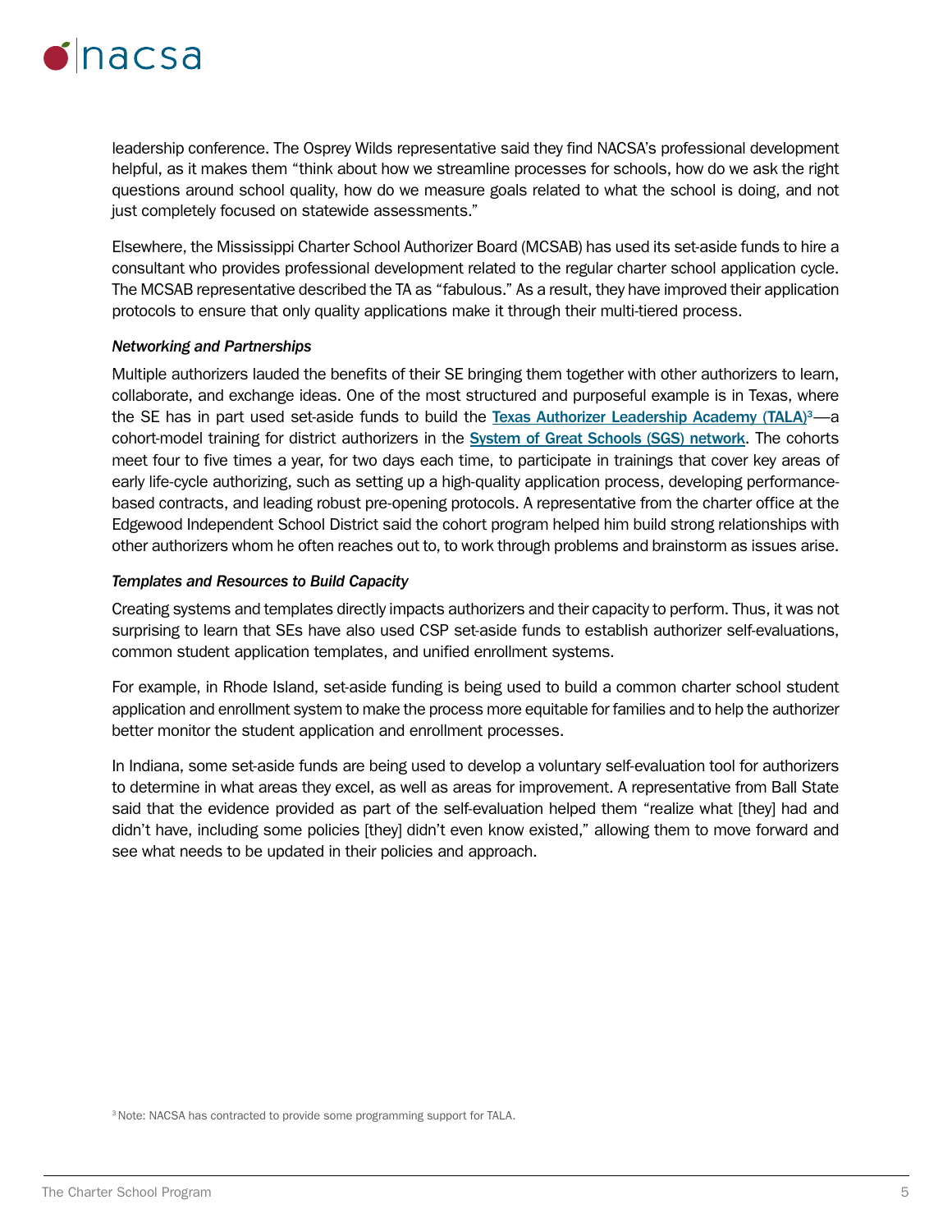leadership conference. The Osprey Wilds representative said they find NACSA's professional development helpful, as it makes them "think about how we streamline processes for schools, how do we ask the right questions around school quality, how do we measure goals related to what the school is doing, and not just completely focused on statewide assessments."

Elsewhere, the Mississippi Charter School Authorizer Board (MCSAB) has used its set-aside funds to hire a consultant who provides professional development related to the regular charter school application cycle. The MCSAB representative described the TA as "fabulous." As a result, they have improved their application protocols to ensure that only quality applications make it through their multi-tiered process.

*Networking and Partnerships*

Multiple authorizers lauded the benefits of their SE bringing them together with other authorizers to learn, collaborate, and exchange ideas. One of the most structured and purposeful example is in Texas, where the SE has in part used set-aside funds to build the Texas Authorizer Leadership Academy (TALA)[3]—a cohort-model training for district authorizers in the System of Great Schools (SGS) network. The cohorts meet four to five times a year, for two days each time, to participate in trainings that cover key areas of early life-cycle authorizing, such as setting up a high-quality application process, developing performance-based contracts, and leading robust pre-opening protocols. A representative from the charter office at the Edgewood Independent School District said the cohort program helped him build strong relationships with other authorizers whom he often reaches out to, to work through problems and brainstorm as issues arise.

*Templates and Resources to Build Capacity*

Creating systems and templates directly impacts authorizers and their capacity to perform. Thus, it was not surprising to learn that SEs have also used CSP set-aside funds to establish authorizer self-evaluations, common student application templates, and unified enrollment systems.

For example, in Rhode Island, set-aside funding is being used to build a common charter school student application and enrollment system to make the process more equitable for families and to help the authorizer better monitor the student application and enrollment processes.

In Indiana, some set-aside funds are being used to develop a voluntary self-evaluation tool for authorizers to determine in what areas they excel, as well as areas for improvement. A representative from Ball State said that the evidence provided as part of the self-evaluation helped them "realize what [they] had and didn't have, including some policies [they] didn't even know existed," allowing them to move forward and see what needs to be updated in their policies and approach.

[3] Note: NACSA has contracted to provide some programming support for TALA.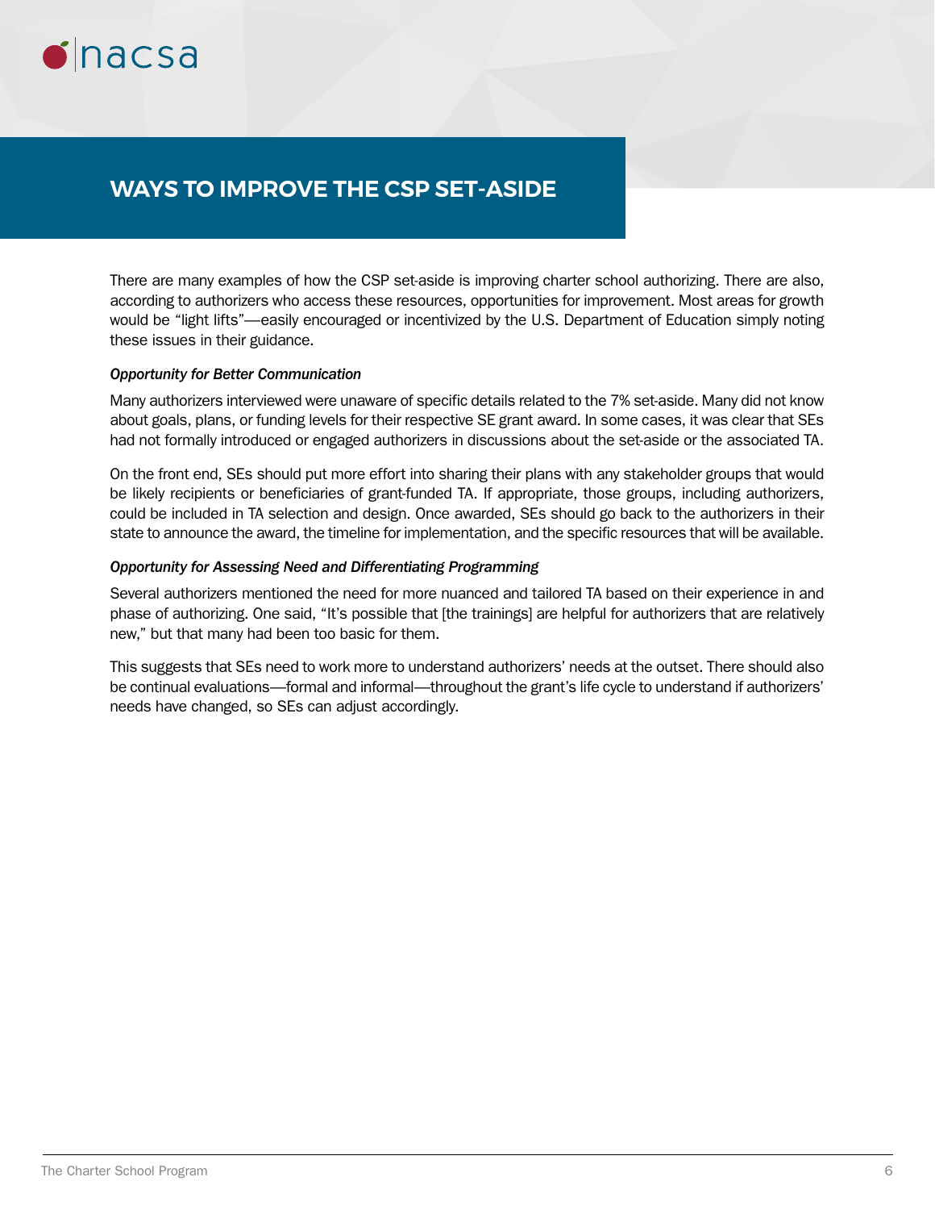## WAYS TO IMPROVE THE CSP SET-ASIDE

There are many examples of how the CSP set-aside is improving charter school authorizing. There are also, according to authorizers who access these resources, opportunities for improvement. Most areas for growth would be "light lifts"—easily encouraged or incentivized by the U.S. Department of Education simply noting these issues in their guidance.

***Opportunity for Better Communication***

Many authorizers interviewed were unaware of specific details related to the 7% set-aside. Many did not know about goals, plans, or funding levels for their respective SE grant award. In some cases, it was clear that SEs had not formally introduced or engaged authorizers in discussions about the set-aside or the associated TA.

On the front end, SEs should put more effort into sharing their plans with any stakeholder groups that would be likely recipients or beneficiaries of grant-funded TA. If appropriate, those groups, including authorizers, could be included in TA selection and design. Once awarded, SEs should go back to the authorizers in their state to announce the award, the timeline for implementation, and the specific resources that will be available.

***Opportunity for Assessing Need and Differentiating Programming***

Several authorizers mentioned the need for more nuanced and tailored TA based on their experience in and phase of authorizing. One said, "It's possible that [the trainings] are helpful for authorizers that are relatively new," but that many had been too basic for them.

This suggests that SEs need to work more to understand authorizers' needs at the outset. There should also be continual evaluations—formal and informal—throughout the grant's life cycle to understand if authorizers' needs have changed, so SEs can adjust accordingly.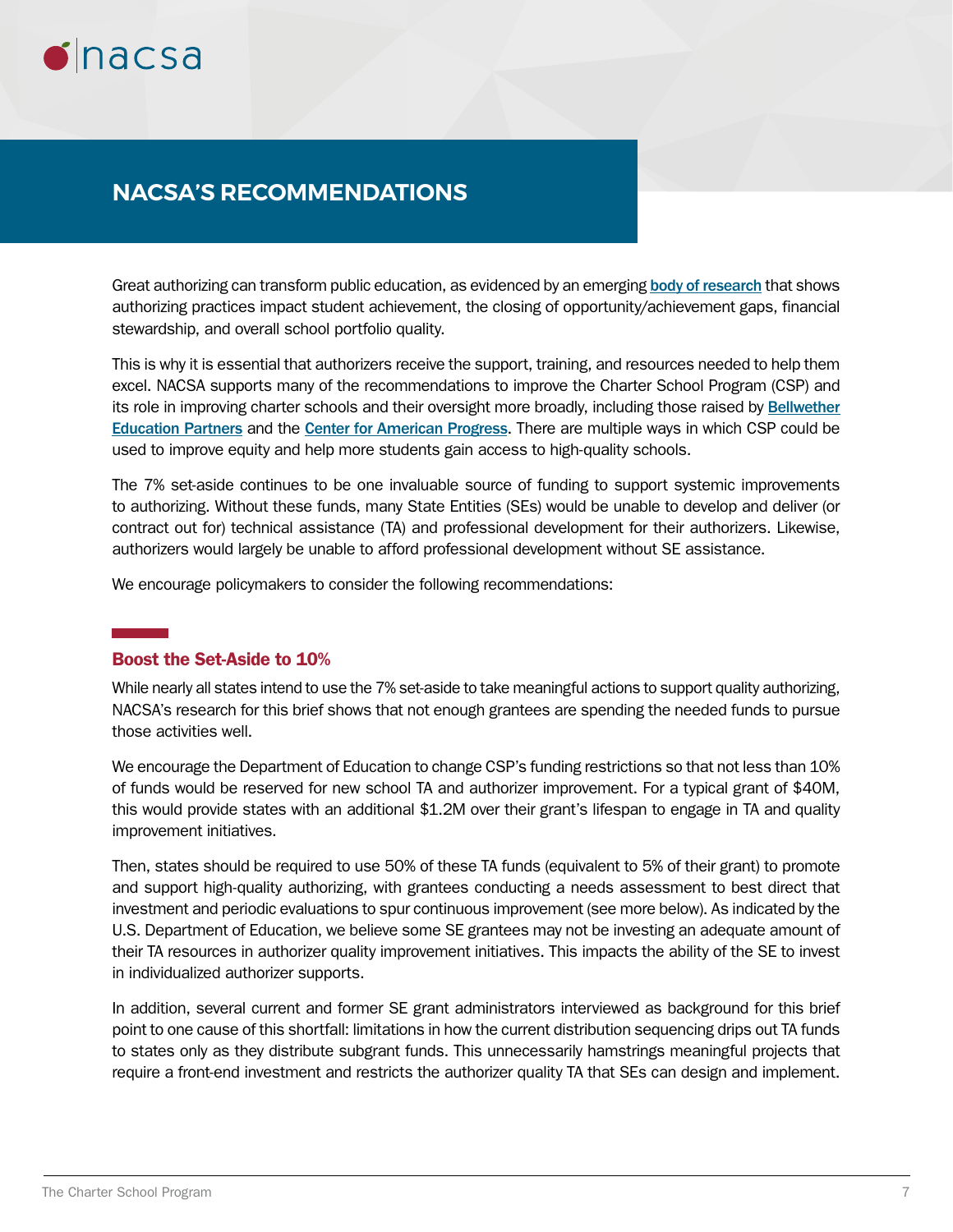## NACSA'S RECOMMENDATIONS

Great authorizing can transform public education, as evidenced by an emerging body of research that shows authorizing practices impact student achievement, the closing of opportunity/achievement gaps, financial stewardship, and overall school portfolio quality.

This is why it is essential that authorizers receive the support, training, and resources needed to help them excel. NACSA supports many of the recommendations to improve the Charter School Program (CSP) and its role in improving charter schools and their oversight more broadly, including those raised by Bellwether Education Partners and the Center for American Progress. There are multiple ways in which CSP could be used to improve equity and help more students gain access to high-quality schools.

The 7% set-aside continues to be one invaluable source of funding to support systemic improvements to authorizing. Without these funds, many State Entities (SEs) would be unable to develop and deliver (or contract out for) technical assistance (TA) and professional development for their authorizers. Likewise, authorizers would largely be unable to afford professional development without SE assistance.

We encourage policymakers to consider the following recommendations:

### Boost the Set-Aside to 10%

While nearly all states intend to use the 7% set-aside to take meaningful actions to support quality authorizing, NACSA's research for this brief shows that not enough grantees are spending the needed funds to pursue those activities well.

We encourage the Department of Education to change CSP's funding restrictions so that not less than 10% of funds would be reserved for new school TA and authorizer improvement. For a typical grant of $40M, this would provide states with an additional $1.2M over their grant's lifespan to engage in TA and quality improvement initiatives.

Then, states should be required to use 50% of these TA funds (equivalent to 5% of their grant) to promote and support high-quality authorizing, with grantees conducting a needs assessment to best direct that investment and periodic evaluations to spur continuous improvement (see more below). As indicated by the U.S. Department of Education, we believe some SE grantees may not be investing an adequate amount of their TA resources in authorizer quality improvement initiatives. This impacts the ability of the SE to invest in individualized authorizer supports.

In addition, several current and former SE grant administrators interviewed as background for this brief point to one cause of this shortfall: limitations in how the current distribution sequencing drips out TA funds to states only as they distribute subgrant funds. This unnecessarily hamstrings meaningful projects that require a front-end investment and restricts the authorizer quality TA that SEs can design and implement.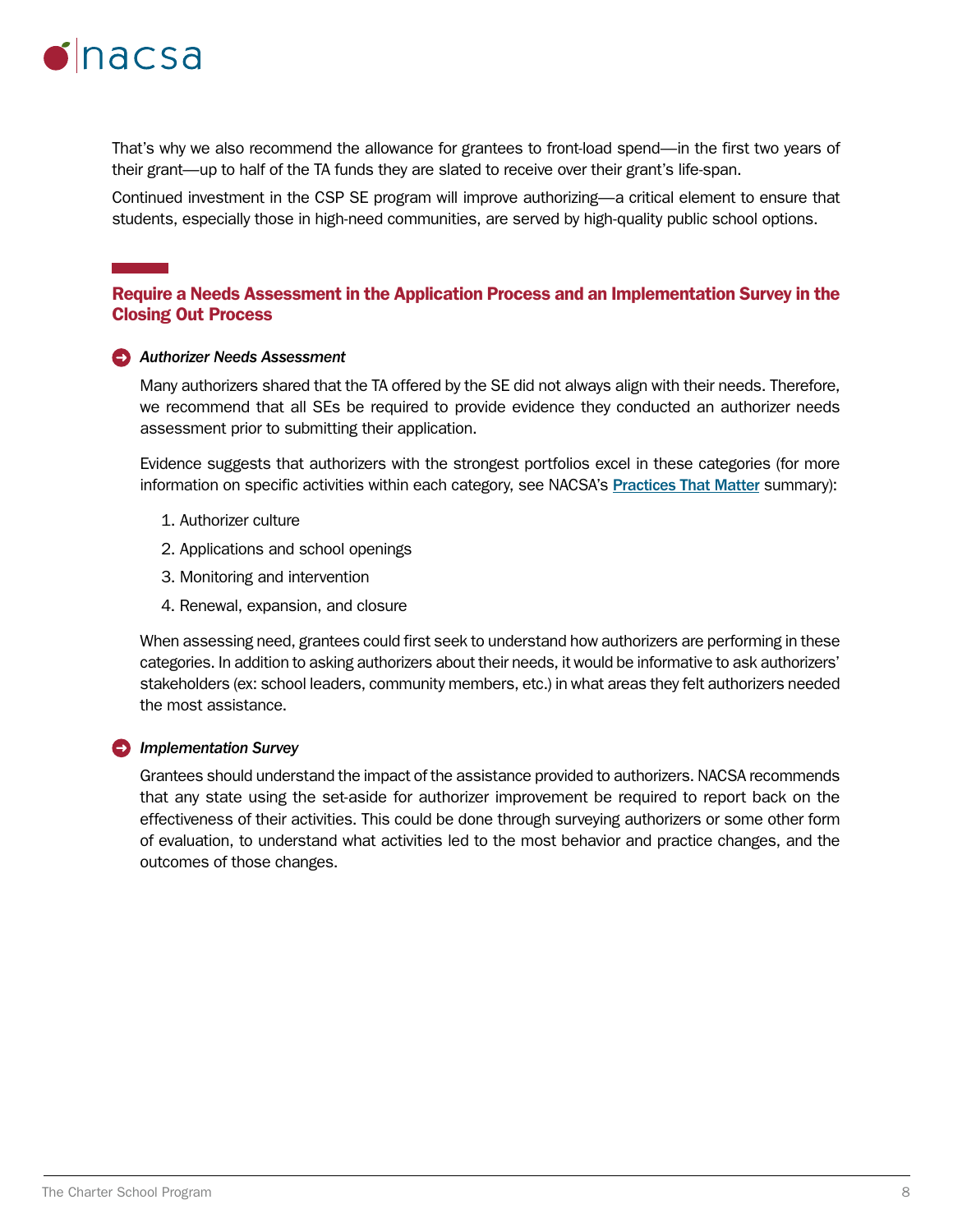That's why we also recommend the allowance for grantees to front-load spend—in the first two years of their grant—up to half of the TA funds they are slated to receive over their grant's life-span.

Continued investment in the CSP SE program will improve authorizing—a critical element to ensure that students, especially those in high-need communities, are served by high-quality public school options.

## Require a Needs Assessment in the Application Process and an Implementation Survey in the Closing Out Process

### *Authorizer Needs Assessment*

Many authorizers shared that the TA offered by the SE did not always align with their needs. Therefore, we recommend that all SEs be required to provide evidence they conducted an authorizer needs assessment prior to submitting their application.

Evidence suggests that authorizers with the strongest portfolios excel in these categories (for more information on specific activities within each category, see NACSA's **Practices That Matter** summary):

1. Authorizer culture
2. Applications and school openings
3. Monitoring and intervention
4. Renewal, expansion, and closure

When assessing need, grantees could first seek to understand how authorizers are performing in these categories. In addition to asking authorizers about their needs, it would be informative to ask authorizers' stakeholders (ex: school leaders, community members, etc.) in what areas they felt authorizers needed the most assistance.

### *Implementation Survey*

Grantees should understand the impact of the assistance provided to authorizers. NACSA recommends that any state using the set-aside for authorizer improvement be required to report back on the effectiveness of their activities. This could be done through surveying authorizers or some other form of evaluation, to understand what activities led to the most behavior and practice changes, and the outcomes of those changes.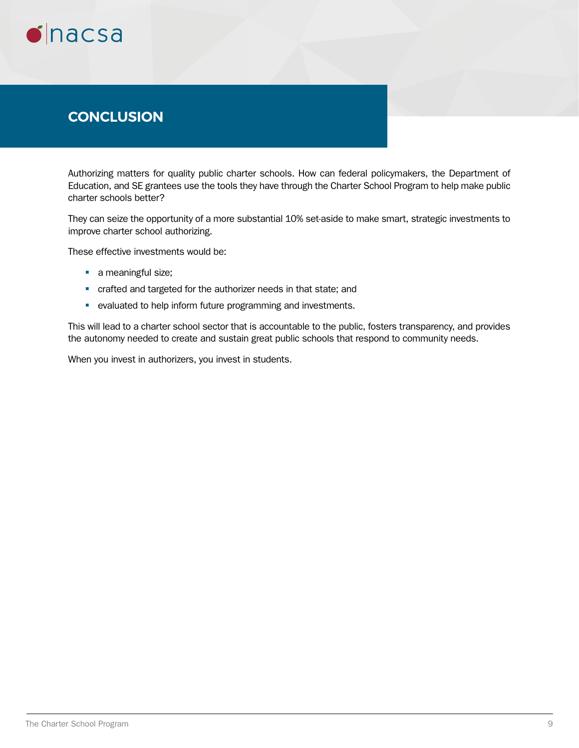## CONCLUSION

Authorizing matters for quality public charter schools. How can federal policymakers, the Department of Education, and SE grantees use the tools they have through the Charter School Program to help make public charter schools better?

They can seize the opportunity of a more substantial 10% set-aside to make smart, strategic investments to improve charter school authorizing.

These effective investments would be:

- a meaningful size;
- crafted and targeted for the authorizer needs in that state; and
- evaluated to help inform future programming and investments.

This will lead to a charter school sector that is accountable to the public, fosters transparency, and provides the autonomy needed to create and sustain great public schools that respond to community needs.

When you invest in authorizers, you invest in students.